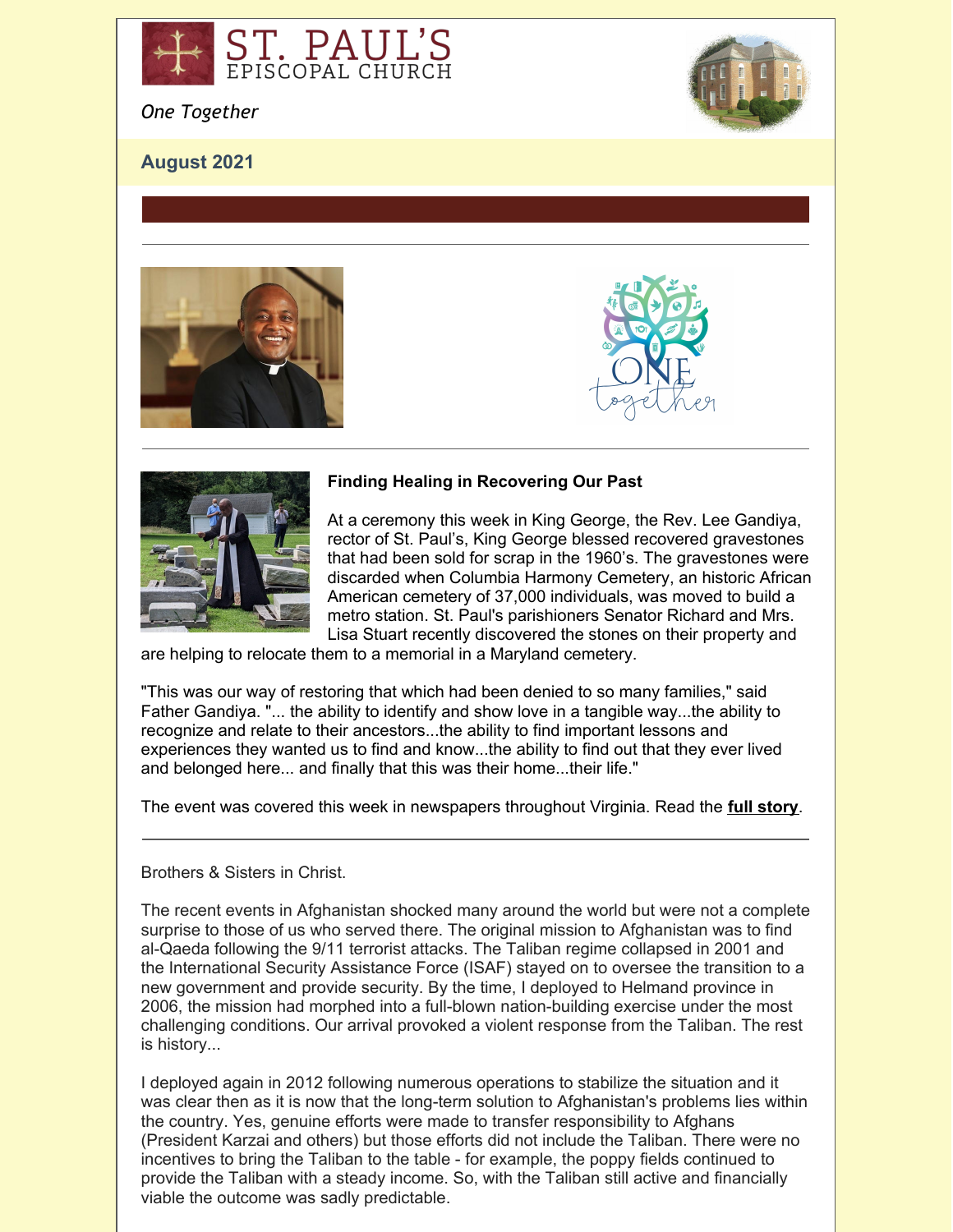# ST. PAUL'S EPISCOPAL CHURCH

*One Together*

**August 2021**

---

---

### Finding Healing in Recovering Our Past

At a ceremony this week in King George, the Rev. Lee Gandiya, rector of St. Paul's, King George blessed recovered gravestones that had been sold for scrap in the 1960's. The gravestones were discarded when Columbia Harmony Cemetery, an historic African American cemetery of 37,000 individuals, was moved to build a metro station. St. Paul's parishioners Senator Richard and Mrs. Lisa Stuart recently discovered the stones on their property and are helping to relocate them to a memorial in a Maryland cemetery.

"This was our way of restoring that which had been denied to so many families," said Father Gandiya. "... the ability to identify and show love in a tangible way...the ability to recognize and relate to their ancestors...the ability to find important lessons and experiences they wanted us to find and know...the ability to find out that they ever lived and belonged here... and finally that this was their home...their life."

The event was covered this week in newspapers throughout Virginia. Read the **full story**.

---

Brothers & Sisters in Christ.

The recent events in Afghanistan shocked many around the world but were not a complete surprise to those of us who served there. The original mission to Afghanistan was to find al-Qaeda following the 9/11 terrorist attacks. The Taliban regime collapsed in 2001 and the International Security Assistance Force (ISAF) stayed on to oversee the transition to a new government and provide security. By the time, I deployed to Helmand province in 2006, the mission had morphed into a full-blown nation-building exercise under the most challenging conditions. Our arrival provoked a violent response from the Taliban. The rest is history...

I deployed again in 2012 following numerous operations to stabilize the situation and it was clear then as it is now that the long-term solution to Afghanistan's problems lies within the country. Yes, genuine efforts were made to transfer responsibility to Afghans (President Karzai and others) but those efforts did not include the Taliban. There were no incentives to bring the Taliban to the table - for example, the poppy fields continued to provide the Taliban with a steady income. So, with the Taliban still active and financially viable the outcome was sadly predictable.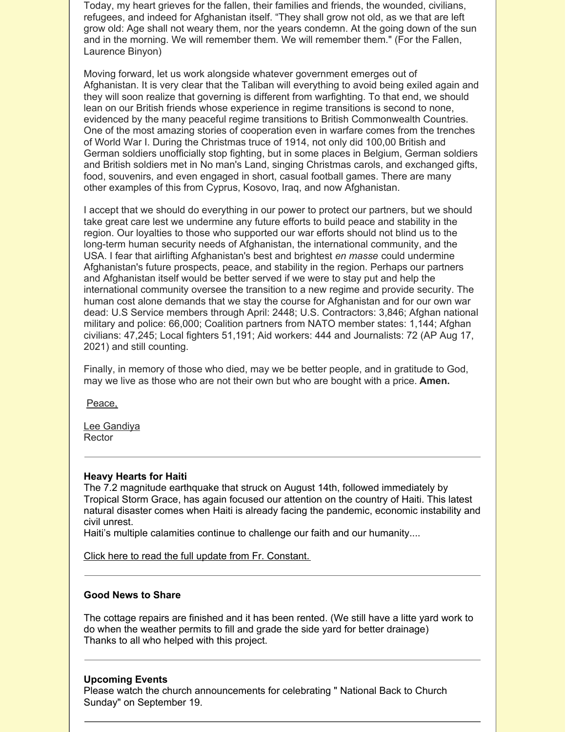Today, my heart grieves for the fallen, their families and friends, the wounded, civilians, refugees, and indeed for Afghanistan itself. “They shall grow not old, as we that are left grow old: Age shall not weary them, nor the years condemn. At the going down of the sun and in the morning. We will remember them. We will remember them." (For the Fallen, Laurence Binyon)

Moving forward, let us work alongside whatever government emerges out of Afghanistan. It is very clear that the Taliban will everything to avoid being exiled again and they will soon realize that governing is different from warfighting. To that end, we should lean on our British friends whose experience in regime transitions is second to none, evidenced by the many peaceful regime transitions to British Commonwealth Countries. One of the most amazing stories of cooperation even in warfare comes from the trenches of World War I. During the Christmas truce of 1914, not only did 100,00 British and German soldiers unofficially stop fighting, but in some places in Belgium, German soldiers and British soldiers met in No man's Land, singing Christmas carols, and exchanged gifts, food, souvenirs, and even engaged in short, casual football games. There are many other examples of this from Cyprus, Kosovo, Iraq, and now Afghanistan.

I accept that we should do everything in our power to protect our partners, but we should take great care lest we undermine any future efforts to build peace and stability in the region. Our loyalties to those who supported our war efforts should not blind us to the long-term human security needs of Afghanistan, the international community, and the USA. I fear that airlifting Afghanistan's best and brightest *en masse* could undermine Afghanistan's future prospects, peace, and stability in the region. Perhaps our partners and Afghanistan itself would be better served if we were to stay put and help the international community oversee the transition to a new regime and provide security. The human cost alone demands that we stay the course for Afghanistan and for our own war dead: U.S Service members through April: 2448; U.S. Contractors: 3,846; Afghan national military and police: 66,000; Coalition partners from NATO member states: 1,144; Afghan civilians: 47,245; Local fighters 51,191; Aid workers: 444 and Journalists: 72 (AP Aug 17, 2021) and still counting.

Finally, in memory of those who died, may we be better people, and in gratitude to God, may we live as those who are not their own but who are bought with a price. **Amen.**

Peace,

Lee Gandiya
Rector

---

**Heavy Hearts for Haiti**

The 7.2 magnitude earthquake that struck on August 14th, followed immediately by Tropical Storm Grace, has again focused our attention on the country of Haiti. This latest natural disaster comes when Haiti is already facing the pandemic, economic instability and civil unrest.

Haiti’s multiple calamities continue to challenge our faith and our humanity....

Click here to read the full update from Fr. Constant.

---

**Good News to Share**

The cottage repairs are finished and it has been rented. (We still have a litte yard work to do when the weather permits to fill and grade the side yard for better drainage)
Thanks to all who helped with this project.

---

**Upcoming Events**

Please watch the church announcements for celebrating " National Back to Church Sunday" on September 19.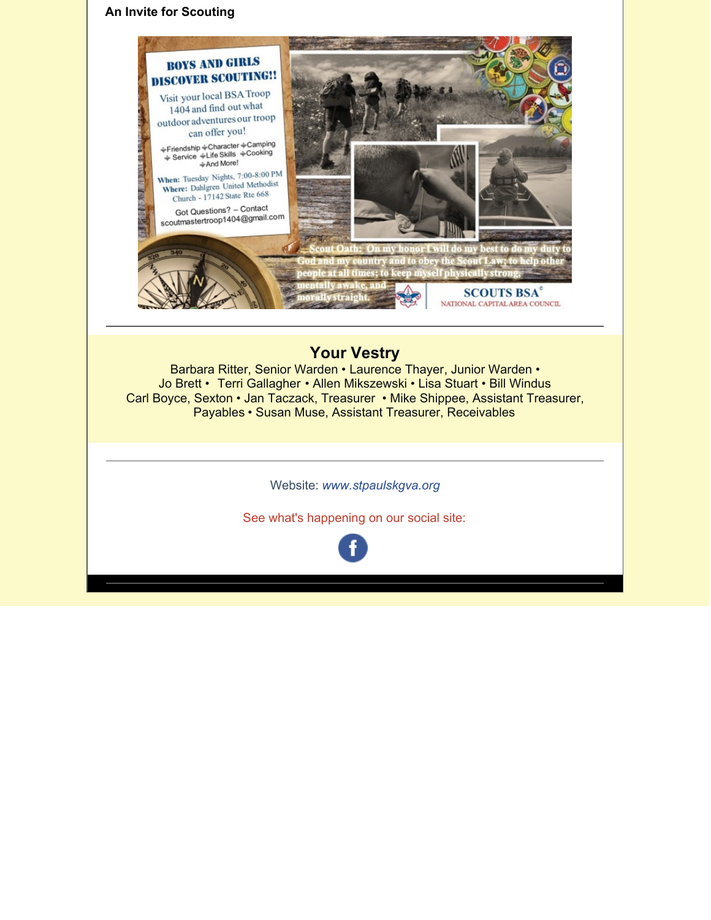**An Invite for Scouting**

BOYS AND GIRLS DISCOVER SCOUTING!!

Visit your local BSA Troop 1404 and find out what outdoor adventures our troop can offer you!

- Friendship
- Character
- Camping
- Service
- Life Skills
- Cooking
- And More!

**When:** Tuesday Nights, 7:00-8:00 PM
**Where:** Dahlgren United Methodist Church - 17142 State Rte 668

Got Questions? – Contact scoutmastertroop1404@gmail.com

Scout Oath: On my honor I will do my best to do my duty to God and my country and to obey the Scout Law; to help other people at all times; to keep myself physically strong, mentally awake, and morally straight.

SCOUTS BSA© NATIONAL CAPITAL AREA COUNCIL

---

## Your Vestry

Barbara Ritter, Senior Warden • Laurence Thayer, Junior Warden • Jo Brett • Terri Gallagher • Allen Mikszewski • Lisa Stuart • Bill Windus
Carl Boyce, Sexton • Jan Taczack, Treasurer • Mike Shippee, Assistant Treasurer, Payables • Susan Muse, Assistant Treasurer, Receivables

---

Website: *www.stpaulskgva.org*

See what's happening on our social site: